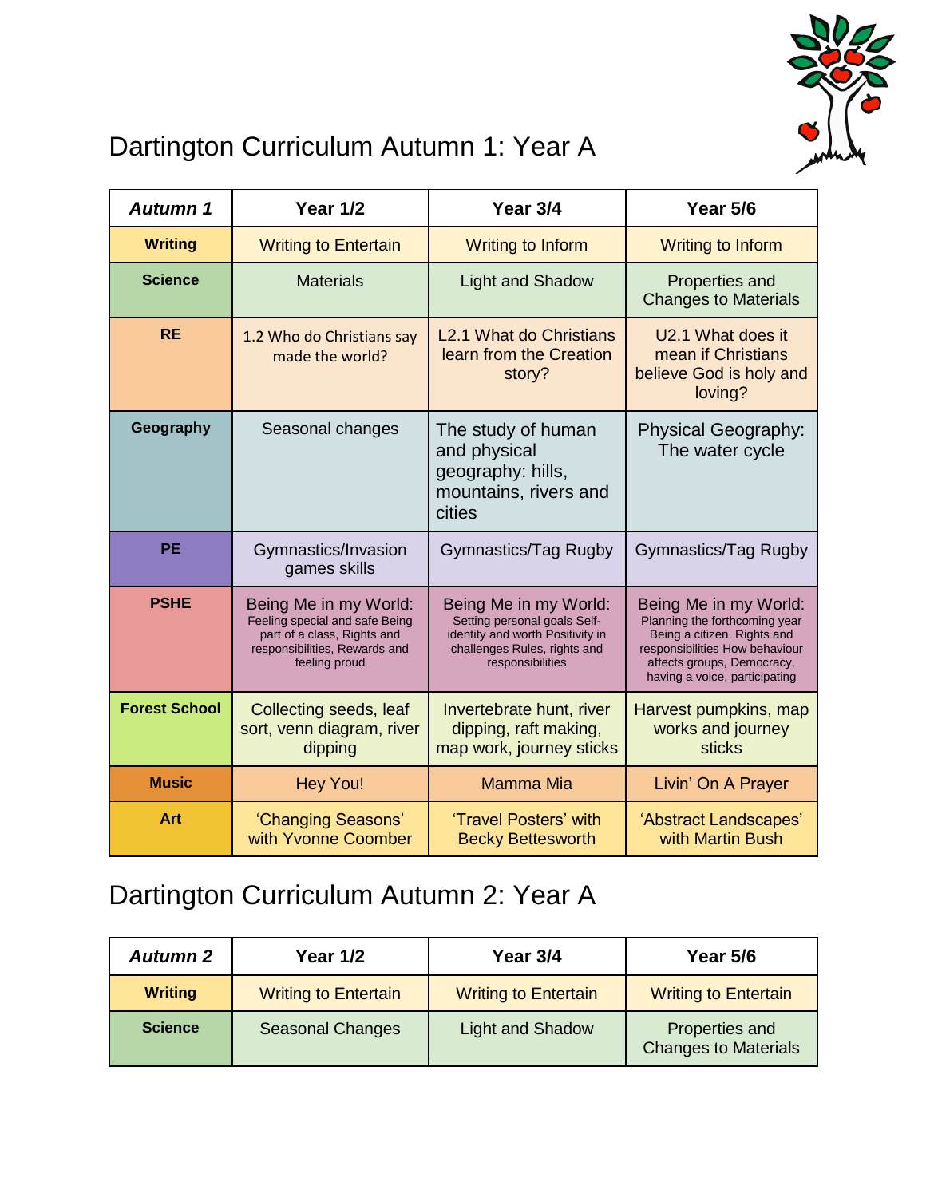# Dartington Curriculum Autumn 1: Year A

| *Autumn 1* | Year 1/2 | Year 3/4 | Year 5/6 |
|---|---|---|---|
| **Writing** | Writing to Entertain | Writing to Inform | Writing to Inform |
| **Science** | Materials | Light and Shadow | Properties and Changes to Materials |
| **RE** | 1.2 Who do Christians say made the world? | L2.1 What do Christians learn from the Creation story? | U2.1 What does it mean if Christians believe God is holy and loving? |
| **Geography** | Seasonal changes | The study of human and physical geography: hills, mountains, rivers and cities | Physical Geography: The water cycle |
| **PE** | Gymnastics/Invasion games skills | Gymnastics/Tag Rugby | Gymnastics/Tag Rugby |
| **PSHE** | Being Me in my World: Feeling special and safe Being part of a class, Rights and responsibilities, Rewards and feeling proud | Being Me in my World: Setting personal goals Self-identity and worth Positivity in challenges Rules, rights and responsibilities | Being Me in my World: Planning the forthcoming year Being a citizen. Rights and responsibilities How behaviour affects groups, Democracy, having a voice, participating |
| **Forest School** | Collecting seeds, leaf sort, venn diagram, river dipping | Invertebrate hunt, river dipping, raft making, map work, journey sticks | Harvest pumpkins, map works and journey sticks |
| **Music** | Hey You! | Mamma Mia | Livin' On A Prayer |
| **Art** | 'Changing Seasons' with Yvonne Coomber | 'Travel Posters' with Becky Bettesworth | 'Abstract Landscapes' with Martin Bush |

# Dartington Curriculum Autumn 2: Year A

| *Autumn 2* | Year 1/2 | Year 3/4 | Year 5/6 |
|---|---|---|---|
| **Writing** | Writing to Entertain | Writing to Entertain | Writing to Entertain |
| **Science** | Seasonal Changes | Light and Shadow | Properties and Changes to Materials |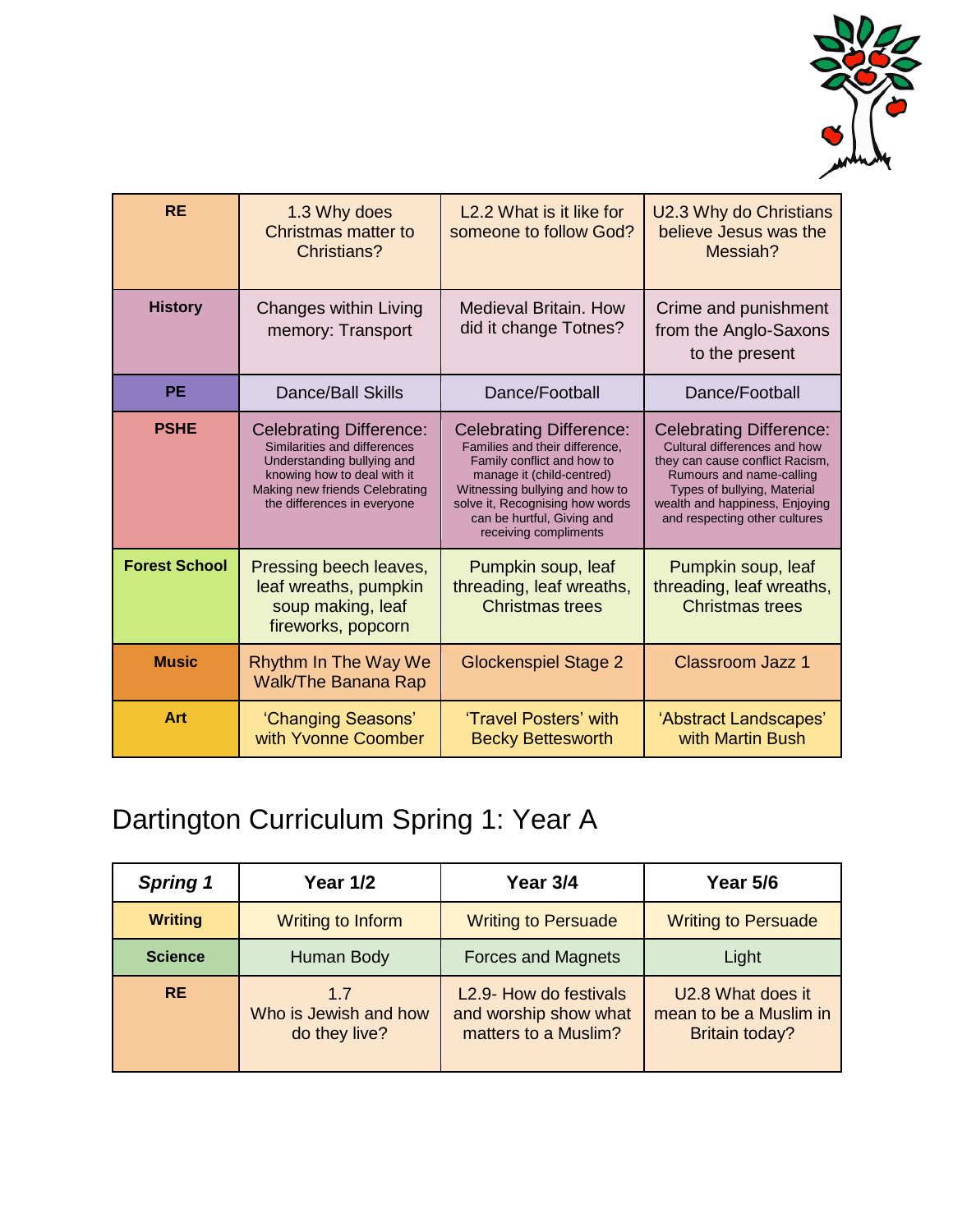| RE | 1.3 Why does Christmas matter to Christians? | L2.2 What is it like for someone to follow God? | U2.3 Why do Christians believe Jesus was the Messiah? |
|---|---|---|---|
| **History** | Changes within Living memory: Transport | Medieval Britain. How did it change Totnes? | Crime and punishment from the Anglo-Saxons to the present |
| **PE** | Dance/Ball Skills | Dance/Football | Dance/Football |
| **PSHE** | Celebrating Difference: Similarities and differences Understanding bullying and knowing how to deal with it Making new friends Celebrating the differences in everyone | Celebrating Difference: Families and their difference, Family conflict and how to manage it (child-centred) Witnessing bullying and how to solve it, Recognising how words can be hurtful, Giving and receiving compliments | Celebrating Difference: Cultural differences and how they can cause conflict Racism, Rumours and name-calling Types of bullying, Material wealth and happiness, Enjoying and respecting other cultures |
| **Forest School** | Pressing beech leaves, leaf wreaths, pumpkin soup making, leaf fireworks, popcorn | Pumpkin soup, leaf threading, leaf wreaths, Christmas trees | Pumpkin soup, leaf threading, leaf wreaths, Christmas trees |
| **Music** | Rhythm In The Way We Walk/The Banana Rap | Glockenspiel Stage 2 | Classroom Jazz 1 |
| **Art** | 'Changing Seasons' with Yvonne Coomber | 'Travel Posters' with Becky Bettesworth | 'Abstract Landscapes' with Martin Bush |

# Dartington Curriculum Spring 1: Year A

| *Spring 1* | Year 1/2 | Year 3/4 | Year 5/6 |
|---|---|---|---|
| **Writing** | Writing to Inform | Writing to Persuade | Writing to Persuade |
| **Science** | Human Body | Forces and Magnets | Light |
| **RE** | 1.7 Who is Jewish and how do they live? | L2.9- How do festivals and worship show what matters to a Muslim? | U2.8 What does it mean to be a Muslim in Britain today? |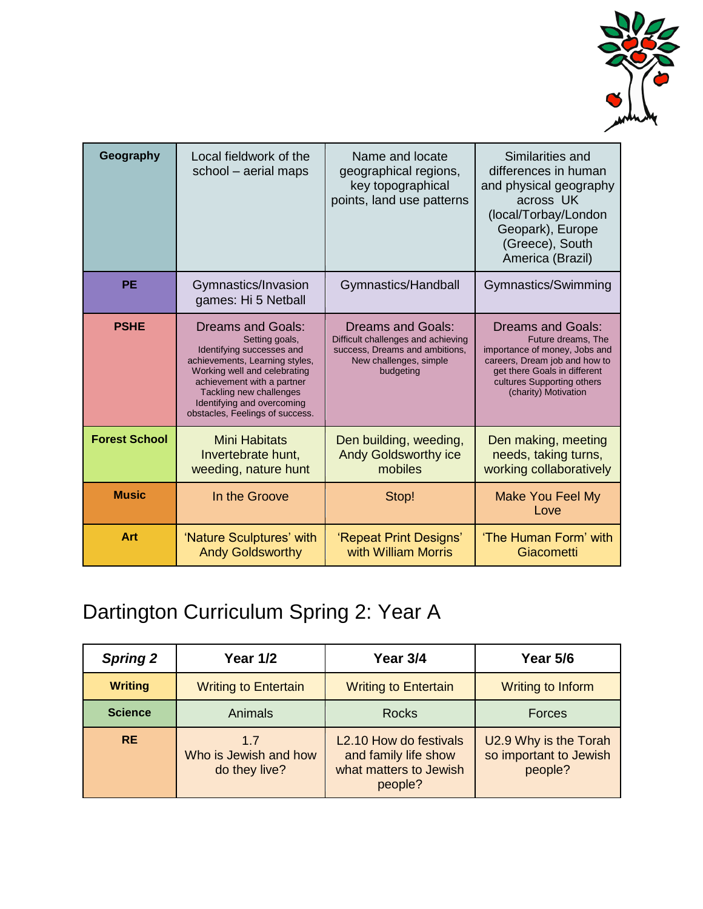| Geography | Local fieldwork of the school – aerial maps | Name and locate geographical regions, key topographical points, land use patterns | Similarities and differences in human and physical geography across UK (local/Torbay/London Geopark), Europe (Greece), South America (Brazil) |
| --- | --- | --- | --- |
| PE | Gymnastics/Invasion games: Hi 5 Netball | Gymnastics/Handball | Gymnastics/Swimming |
| PSHE | Dreams and Goals: Setting goals, Identifying successes and achievements, Learning styles, Working well and celebrating achievement with a partner Tackling new challenges Identifying and overcoming obstacles, Feelings of success. | Dreams and Goals: Difficult challenges and achieving success, Dreams and ambitions, New challenges, simple budgeting | Dreams and Goals: Future dreams, The importance of money, Jobs and careers, Dream job and how to get there Goals in different cultures Supporting others (charity) Motivation |
| Forest School | Mini Habitats Invertebrate hunt, weeding, nature hunt | Den building, weeding, Andy Goldsworthy ice mobiles | Den making, meeting needs, taking turns, working collaboratively |
| Music | In the Groove | Stop! | Make You Feel My Love |
| Art | 'Nature Sculptures' with Andy Goldsworthy | 'Repeat Print Designs' with William Morris | 'The Human Form' with Giacometti |

# Dartington Curriculum Spring 2: Year A

| *Spring 2* | Year 1/2 | Year 3/4 | Year 5/6 |
| --- | --- | --- | --- |
| Writing | Writing to Entertain | Writing to Entertain | Writing to Inform |
| Science | Animals | Rocks | Forces |
| RE | 1.7 Who is Jewish and how do they live? | L2.10 How do festivals and family life show what matters to Jewish people? | U2.9 Why is the Torah so important to Jewish people? |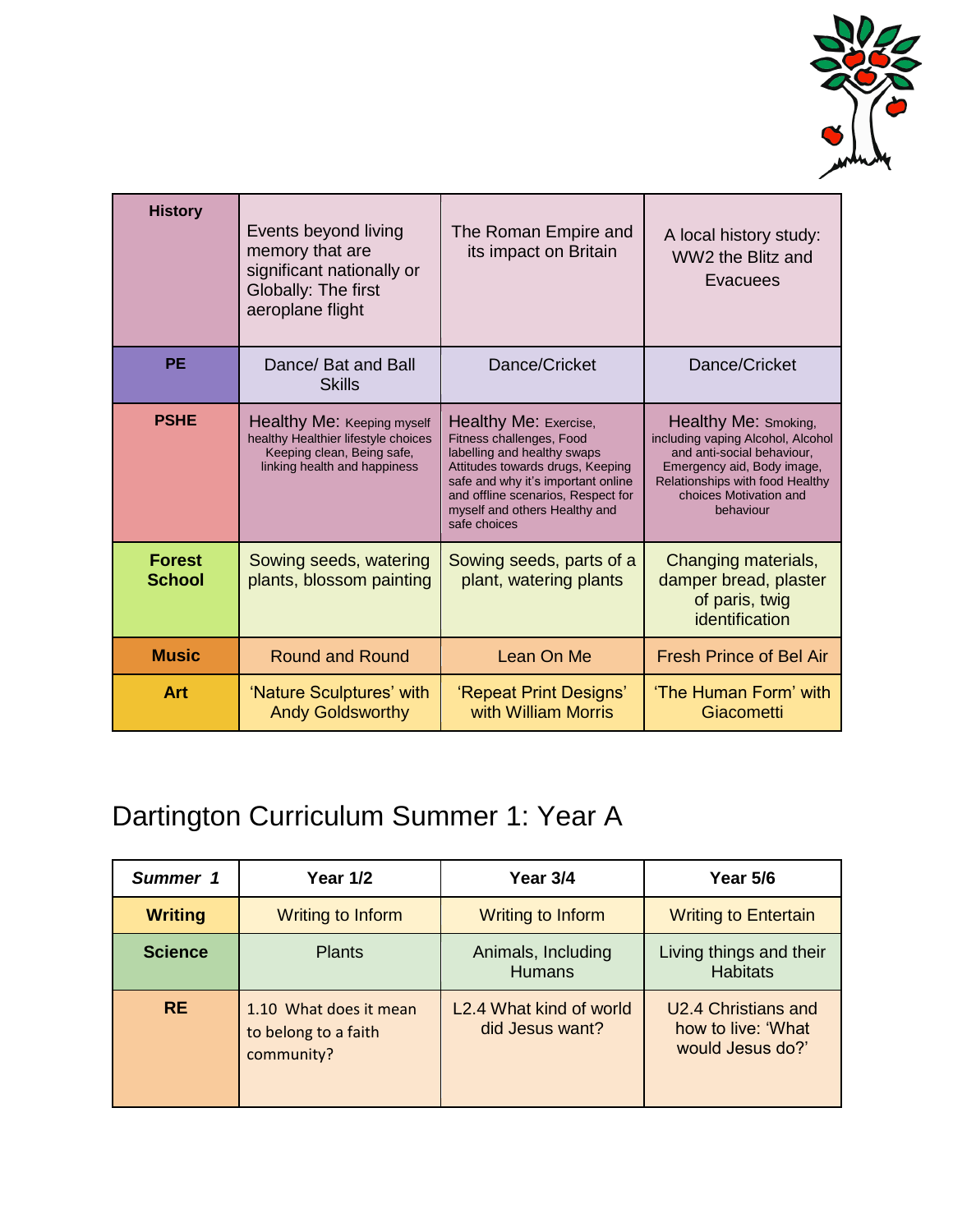| History | Events beyond living memory that are significant nationally or Globally: The first aeroplane flight | The Roman Empire and its impact on Britain | A local history study: WW2 the Blitz and Evacuees |
|---|---|---|---|
| PE | Dance/ Bat and Ball Skills | Dance/Cricket | Dance/Cricket |
| PSHE | Healthy Me: Keeping myself healthy Healthier lifestyle choices Keeping clean, Being safe, linking health and happiness | Healthy Me: Exercise, Fitness challenges, Food labelling and healthy swaps Attitudes towards drugs, Keeping safe and why it's important online and offline scenarios, Respect for myself and others Healthy and safe choices | Healthy Me: Smoking, including vaping Alcohol, Alcohol and anti-social behaviour, Emergency aid, Body image, Relationships with food Healthy choices Motivation and behaviour |
| Forest School | Sowing seeds, watering plants, blossom painting | Sowing seeds, parts of a plant, watering plants | Changing materials, damper bread, plaster of paris, twig identification |
| Music | Round and Round | Lean On Me | Fresh Prince of Bel Air |
| Art | 'Nature Sculptures' with Andy Goldsworthy | 'Repeat Print Designs' with William Morris | 'The Human Form' with Giacometti |

## Dartington Curriculum Summer 1: Year A

| *Summer 1* | Year 1/2 | Year 3/4 | Year 5/6 |
|---|---|---|---|
| **Writing** | Writing to Inform | Writing to Inform | Writing to Entertain |
| **Science** | Plants | Animals, Including Humans | Living things and their Habitats |
| **RE** | 1.10 What does it mean to belong to a faith community? | L2.4 What kind of world did Jesus want? | U2.4 Christians and how to live: 'What would Jesus do?' |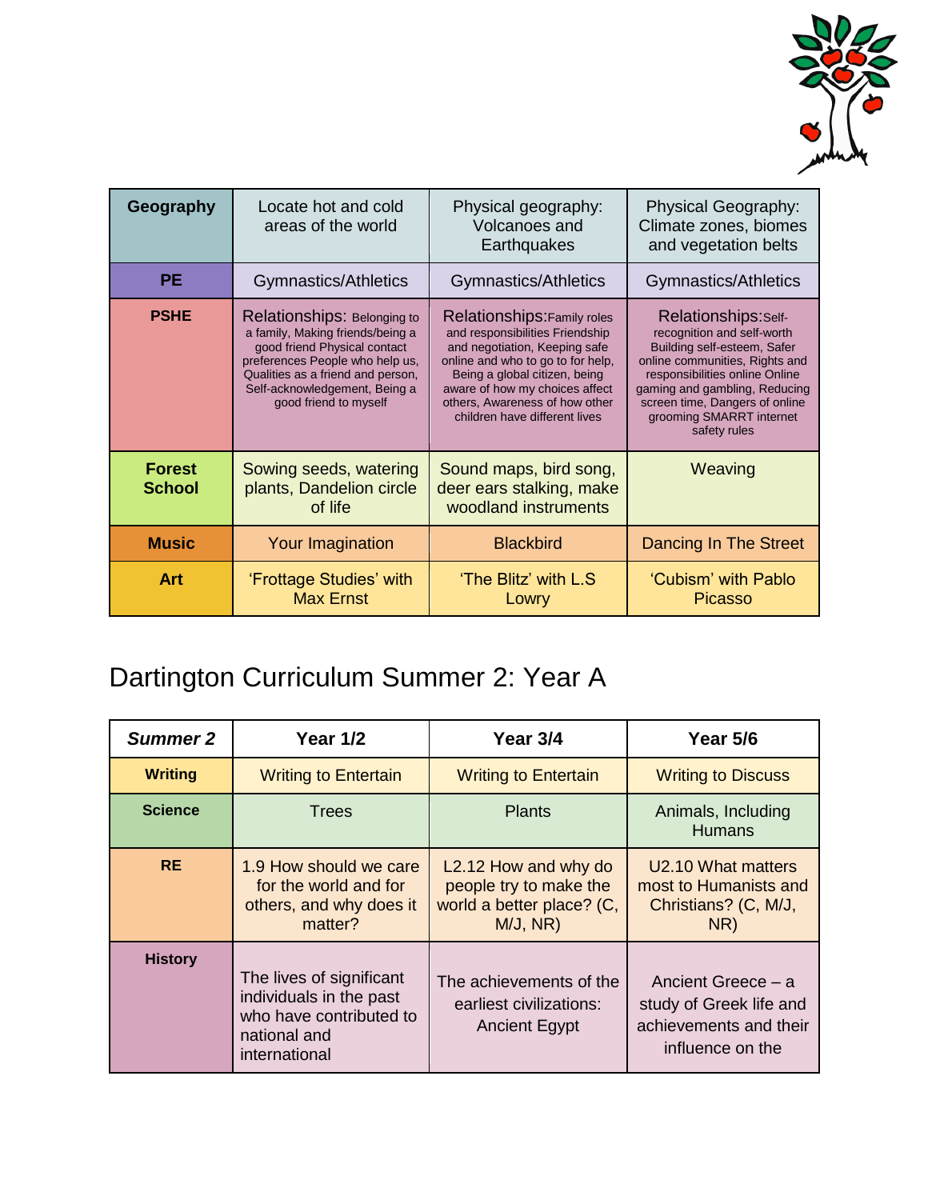| Geography | Locate hot and cold areas of the world | Physical geography: Volcanoes and Earthquakes | Physical Geography: Climate zones, biomes and vegetation belts |
|---|---|---|---|
| PE | Gymnastics/Athletics | Gymnastics/Athletics | Gymnastics/Athletics |
| PSHE | Relationships: Belonging to a family, Making friends/being a good friend Physical contact preferences People who help us, Qualities as a friend and person, Self-acknowledgement, Being a good friend to myself | Relationships: Family roles and responsibilities Friendship and negotiation, Keeping safe online and who to go to for help, Being a global citizen, being aware of how my choices affect others, Awareness of how other children have different lives | Relationships: Self-recognition and self-worth Building self-esteem, Safer online communities, Rights and responsibilities online Online gaming and gambling, Reducing screen time, Dangers of online grooming SMARRT internet safety rules |
| Forest School | Sowing seeds, watering plants, Dandelion circle of life | Sound maps, bird song, deer ears stalking, make woodland instruments | Weaving |
| Music | Your Imagination | Blackbird | Dancing In The Street |
| Art | 'Frottage Studies' with Max Ernst | 'The Blitz' with L.S Lowry | 'Cubism' with Pablo Picasso |

## Dartington Curriculum Summer 2: Year A

| *Summer 2* | Year 1/2 | Year 3/4 | Year 5/6 |
|---|---|---|---|
| Writing | Writing to Entertain | Writing to Entertain | Writing to Discuss |
| Science | Trees | Plants | Animals, Including Humans |
| RE | 1.9 How should we care for the world and for others, and why does it matter? | L2.12 How and why do people try to make the world a better place? (C, M/J, NR) | U2.10 What matters most to Humanists and Christians? (C, M/J, NR) |
| History | The lives of significant individuals in the past who have contributed to national and international | The achievements of the earliest civilizations: Ancient Egypt | Ancient Greece – a study of Greek life and achievements and their influence on the |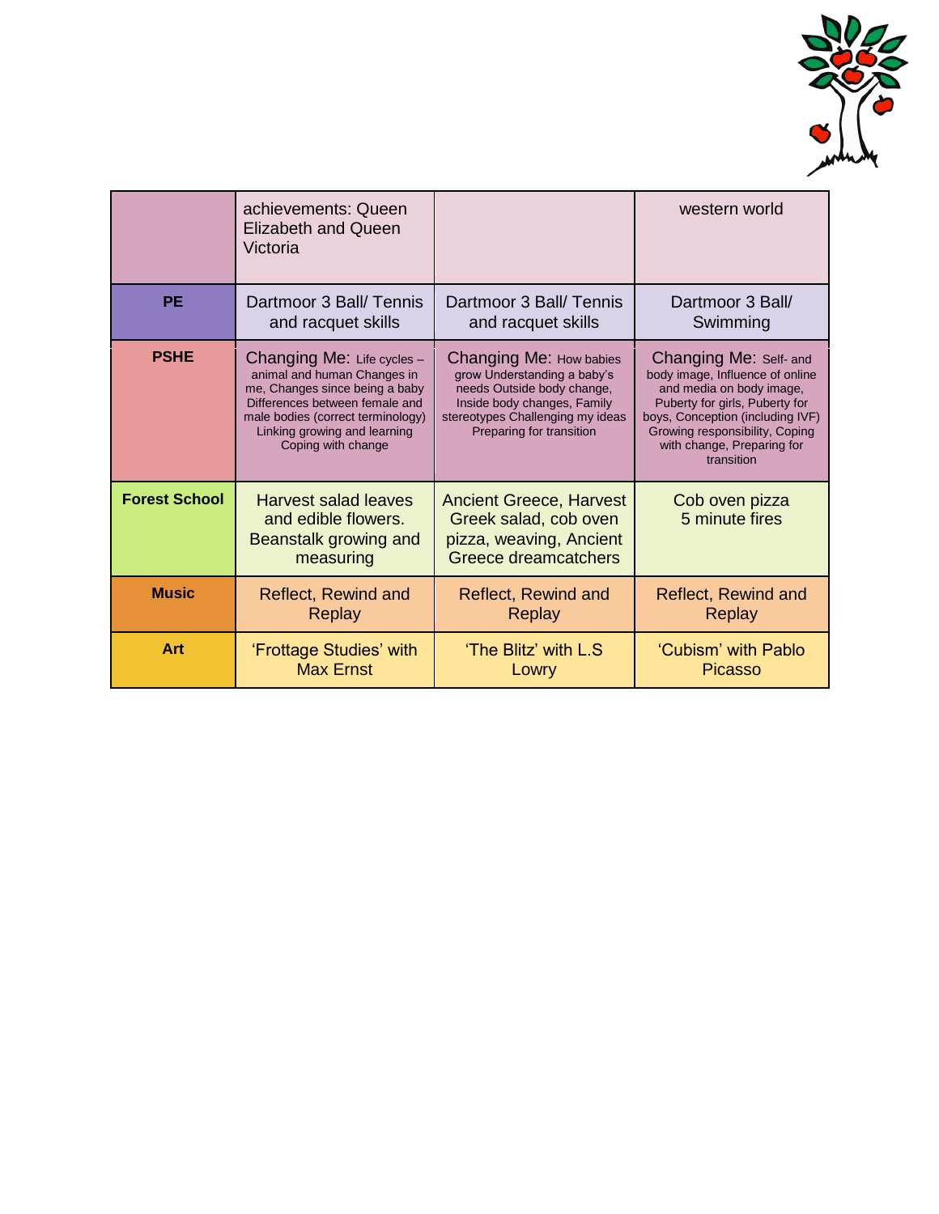| | | | |
|---|---|---|---|
| | achievements: Queen Elizabeth and Queen Victoria | | western world |
| **PE** | Dartmoor 3 Ball/ Tennis and racquet skills | Dartmoor 3 Ball/ Tennis and racquet skills | Dartmoor 3 Ball/ Swimming |
| **PSHE** | Changing Me: Life cycles – animal and human Changes in me, Changes since being a baby Differences between female and male bodies (correct terminology) Linking growing and learning Coping with change | Changing Me: How babies grow Understanding a baby's needs Outside body change, Inside body changes, Family stereotypes Challenging my ideas Preparing for transition | Changing Me: Self- and body image, Influence of online and media on body image, Puberty for girls, Puberty for boys, Conception (including IVF) Growing responsibility, Coping with change, Preparing for transition |
| **Forest School** | Harvest salad leaves and edible flowers. Beanstalk growing and measuring | Ancient Greece, Harvest Greek salad, cob oven pizza, weaving, Ancient Greece dreamcatchers | Cob oven pizza 5 minute fires |
| **Music** | Reflect, Rewind and Replay | Reflect, Rewind and Replay | Reflect, Rewind and Replay |
| **Art** | 'Frottage Studies' with Max Ernst | 'The Blitz' with L.S Lowry | 'Cubism' with Pablo Picasso |